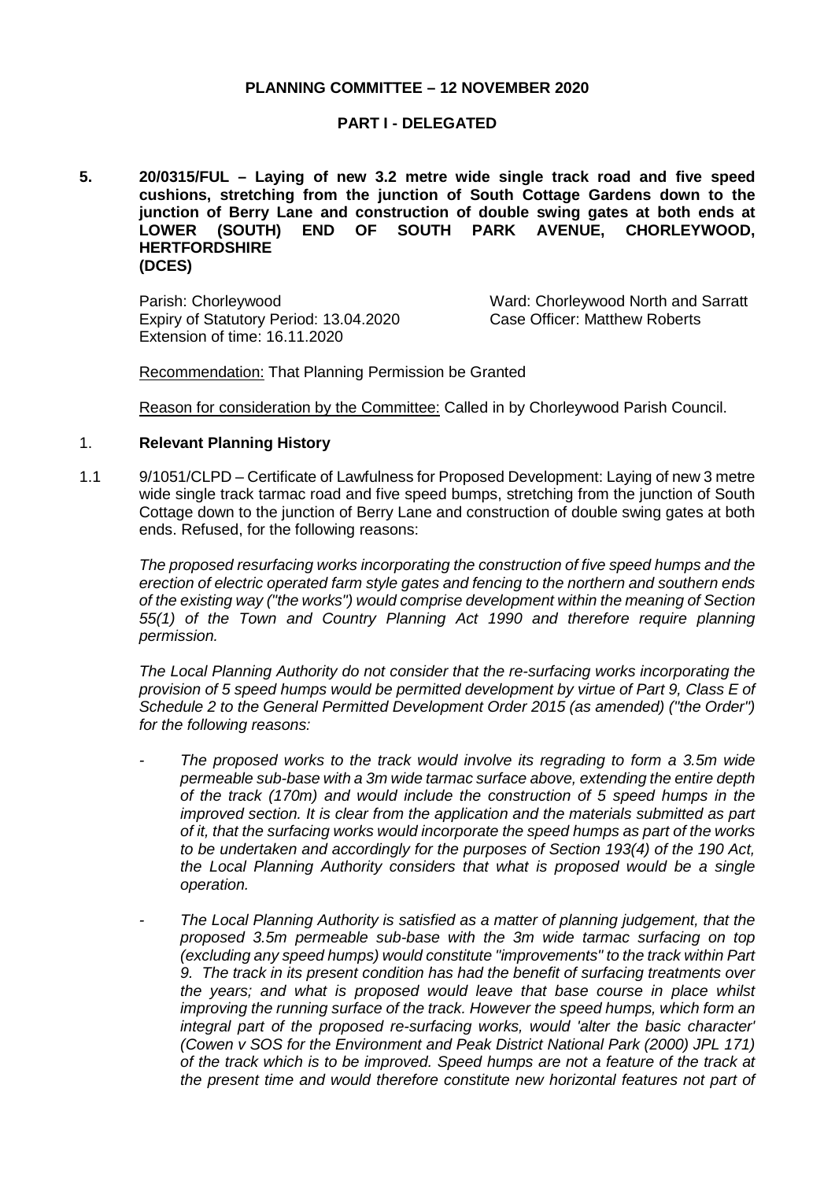**PLANNING COMMITTEE – 12 NOVEMBER 2020**

**PART I - DELEGATED**

**5. 20/0315/FUL – Laying of new 3.2 metre wide single track road and five speed cushions, stretching from the junction of South Cottage Gardens down to the junction of Berry Lane and construction of double swing gates at both ends at LOWER (SOUTH) END OF SOUTH PARK AVENUE, CHORLEYWOOD, HERTFORDSHIRE (DCES)**

Parish: Chorleywood
Expiry of Statutory Period: 13.04.2020
Extension of time: 16.11.2020

Ward: Chorleywood North and Sarratt
Case Officer: Matthew Roberts

Recommendation: That Planning Permission be Granted

Reason for consideration by the Committee: Called in by Chorleywood Parish Council.

1. **Relevant Planning History**

1.1 9/1051/CLPD – Certificate of Lawfulness for Proposed Development: Laying of new 3 metre wide single track tarmac road and five speed bumps, stretching from the junction of South Cottage down to the junction of Berry Lane and construction of double swing gates at both ends. Refused, for the following reasons:

*The proposed resurfacing works incorporating the construction of five speed humps and the erection of electric operated farm style gates and fencing to the northern and southern ends of the existing way ("the works") would comprise development within the meaning of Section 55(1) of the Town and Country Planning Act 1990 and therefore require planning permission.*

*The Local Planning Authority do not consider that the re-surfacing works incorporating the provision of 5 speed humps would be permitted development by virtue of Part 9, Class E of Schedule 2 to the General Permitted Development Order 2015 (as amended) ("the Order") for the following reasons:*

- *The proposed works to the track would involve its regrading to form a 3.5m wide permeable sub-base with a 3m wide tarmac surface above, extending the entire depth of the track (170m) and would include the construction of 5 speed humps in the improved section. It is clear from the application and the materials submitted as part of it, that the surfacing works would incorporate the speed humps as part of the works to be undertaken and accordingly for the purposes of Section 193(4) of the 190 Act, the Local Planning Authority considers that what is proposed would be a single operation.*

- *The Local Planning Authority is satisfied as a matter of planning judgement, that the proposed 3.5m permeable sub-base with the 3m wide tarmac surfacing on top (excluding any speed humps) would constitute "improvements" to the track within Part 9. The track in its present condition has had the benefit of surfacing treatments over the years; and what is proposed would leave that base course in place whilst improving the running surface of the track. However the speed humps, which form an integral part of the proposed re-surfacing works, would 'alter the basic character' (Cowen v SOS for the Environment and Peak District National Park (2000) JPL 171) of the track which is to be improved. Speed humps are not a feature of the track at the present time and would therefore constitute new horizontal features not part of*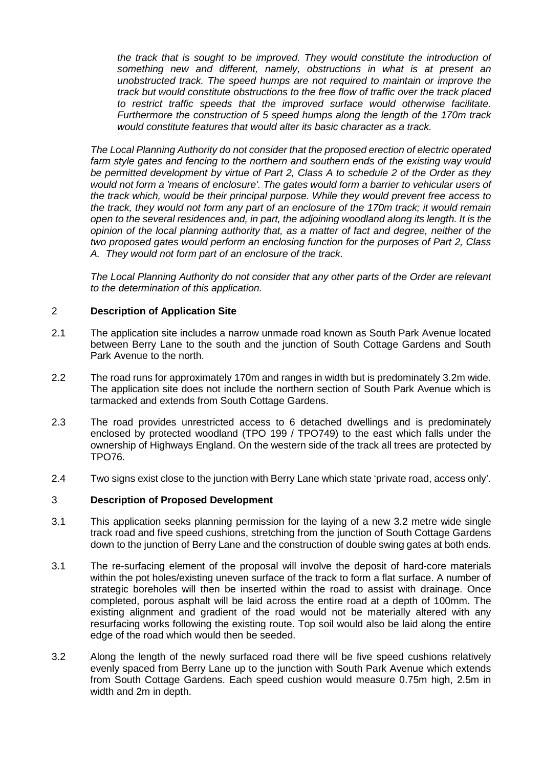*the track that is sought to be improved. They would constitute the introduction of something new and different, namely, obstructions in what is at present an unobstructed track. The speed humps are not required to maintain or improve the track but would constitute obstructions to the free flow of traffic over the track placed to restrict traffic speeds that the improved surface would otherwise facilitate. Furthermore the construction of 5 speed humps along the length of the 170m track would constitute features that would alter its basic character as a track.*

*The Local Planning Authority do not consider that the proposed erection of electric operated farm style gates and fencing to the northern and southern ends of the existing way would be permitted development by virtue of Part 2, Class A to schedule 2 of the Order as they would not form a 'means of enclosure'. The gates would form a barrier to vehicular users of the track which, would be their principal purpose. While they would prevent free access to the track, they would not form any part of an enclosure of the 170m track; it would remain open to the several residences and, in part, the adjoining woodland along its length. It is the opinion of the local planning authority that, as a matter of fact and degree, neither of the two proposed gates would perform an enclosing function for the purposes of Part 2, Class A. They would not form part of an enclosure of the track.*

*The Local Planning Authority do not consider that any other parts of the Order are relevant to the determination of this application.*

## 2 Description of Application Site

2.1 The application site includes a narrow unmade road known as South Park Avenue located between Berry Lane to the south and the junction of South Cottage Gardens and South Park Avenue to the north.

2.2 The road runs for approximately 170m and ranges in width but is predominately 3.2m wide. The application site does not include the northern section of South Park Avenue which is tarmacked and extends from South Cottage Gardens.

2.3 The road provides unrestricted access to 6 detached dwellings and is predominately enclosed by protected woodland (TPO 199 / TPO749) to the east which falls under the ownership of Highways England. On the western side of the track all trees are protected by TPO76.

2.4 Two signs exist close to the junction with Berry Lane which state 'private road, access only'.

## 3 Description of Proposed Development

3.1 This application seeks planning permission for the laying of a new 3.2 metre wide single track road and five speed cushions, stretching from the junction of South Cottage Gardens down to the junction of Berry Lane and the construction of double swing gates at both ends.

3.1 The re-surfacing element of the proposal will involve the deposit of hard-core materials within the pot holes/existing uneven surface of the track to form a flat surface. A number of strategic boreholes will then be inserted within the road to assist with drainage. Once completed, porous asphalt will be laid across the entire road at a depth of 100mm. The existing alignment and gradient of the road would not be materially altered with any resurfacing works following the existing route. Top soil would also be laid along the entire edge of the road which would then be seeded.

3.2 Along the length of the newly surfaced road there will be five speed cushions relatively evenly spaced from Berry Lane up to the junction with South Park Avenue which extends from South Cottage Gardens. Each speed cushion would measure 0.75m high, 2.5m in width and 2m in depth.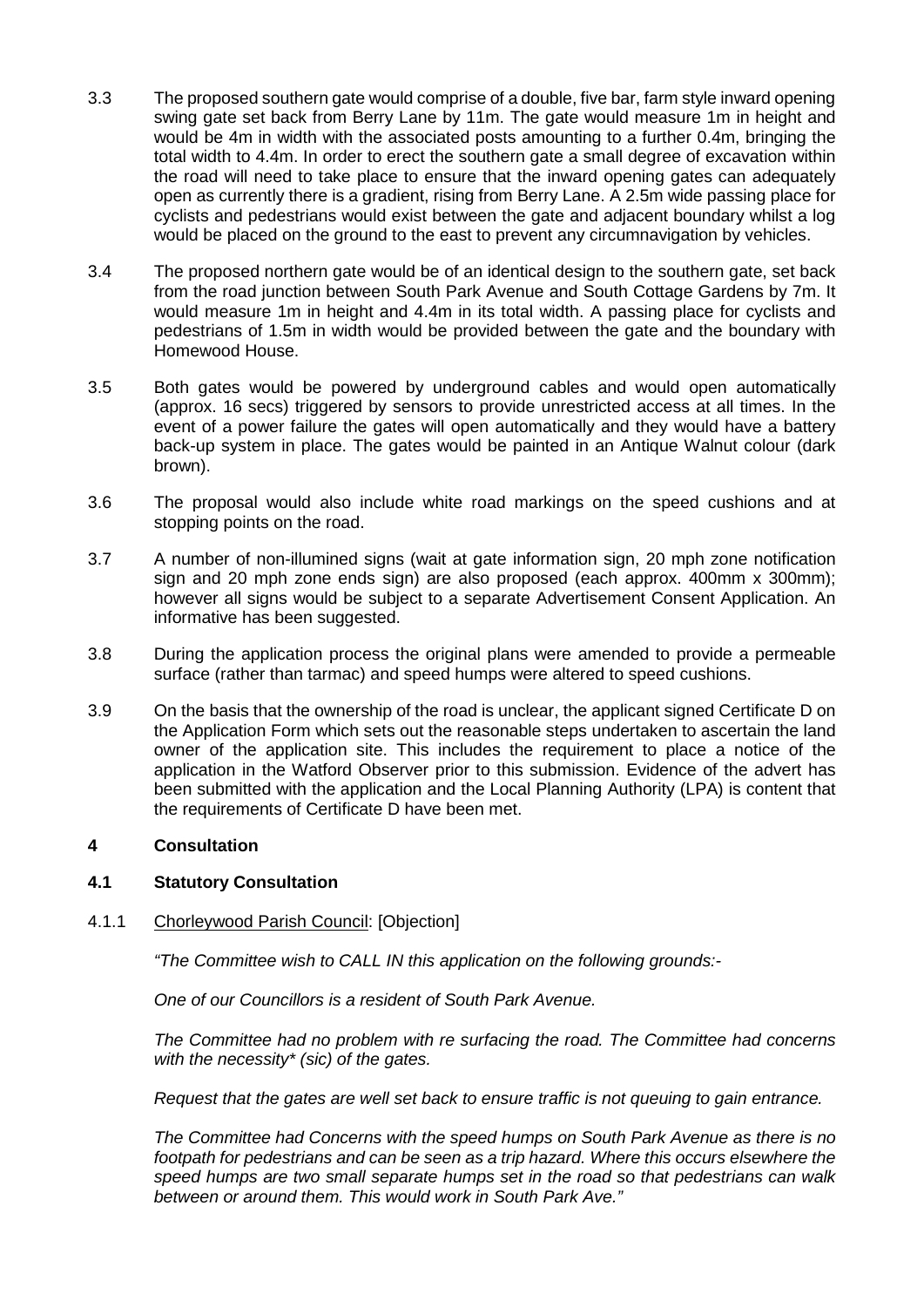3.3 The proposed southern gate would comprise of a double, five bar, farm style inward opening swing gate set back from Berry Lane by 11m. The gate would measure 1m in height and would be 4m in width with the associated posts amounting to a further 0.4m, bringing the total width to 4.4m. In order to erect the southern gate a small degree of excavation within the road will need to take place to ensure that the inward opening gates can adequately open as currently there is a gradient, rising from Berry Lane. A 2.5m wide passing place for cyclists and pedestrians would exist between the gate and adjacent boundary whilst a log would be placed on the ground to the east to prevent any circumnavigation by vehicles.

3.4 The proposed northern gate would be of an identical design to the southern gate, set back from the road junction between South Park Avenue and South Cottage Gardens by 7m. It would measure 1m in height and 4.4m in its total width. A passing place for cyclists and pedestrians of 1.5m in width would be provided between the gate and the boundary with Homewood House.

3.5 Both gates would be powered by underground cables and would open automatically (approx. 16 secs) triggered by sensors to provide unrestricted access at all times. In the event of a power failure the gates will open automatically and they would have a battery back-up system in place. The gates would be painted in an Antique Walnut colour (dark brown).

3.6 The proposal would also include white road markings on the speed cushions and at stopping points on the road.

3.7 A number of non-illumined signs (wait at gate information sign, 20 mph zone notification sign and 20 mph zone ends sign) are also proposed (each approx. 400mm x 300mm); however all signs would be subject to a separate Advertisement Consent Application. An informative has been suggested.

3.8 During the application process the original plans were amended to provide a permeable surface (rather than tarmac) and speed humps were altered to speed cushions.

3.9 On the basis that the ownership of the road is unclear, the applicant signed Certificate D on the Application Form which sets out the reasonable steps undertaken to ascertain the land owner of the application site. This includes the requirement to place a notice of the application in the Watford Observer prior to this submission. Evidence of the advert has been submitted with the application and the Local Planning Authority (LPA) is content that the requirements of Certificate D have been met.

## 4 Consultation

### 4.1 Statutory Consultation

4.1.1 Chorleywood Parish Council: [Objection]

*"The Committee wish to CALL IN this application on the following grounds:-*

*One of our Councillors is a resident of South Park Avenue.*

*The Committee had no problem with re surfacing the road. The Committee had concerns with the necessity* (sic) of the gates.*

*Request that the gates are well set back to ensure traffic is not queuing to gain entrance.*

*The Committee had Concerns with the speed humps on South Park Avenue as there is no footpath for pedestrians and can be seen as a trip hazard. Where this occurs elsewhere the speed humps are two small separate humps set in the road so that pedestrians can walk between or around them. This would work in South Park Ave."*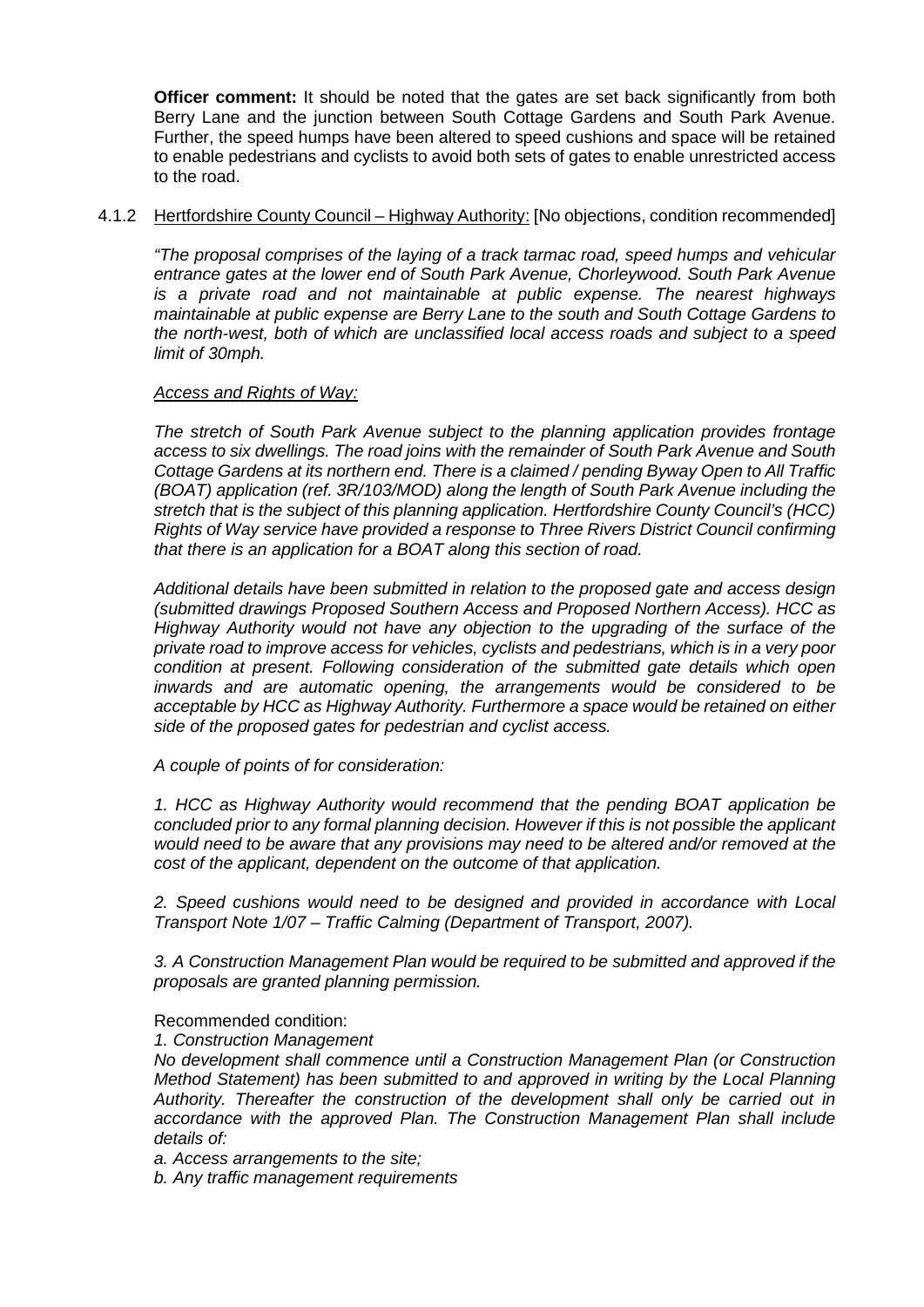**Officer comment:** It should be noted that the gates are set back significantly from both Berry Lane and the junction between South Cottage Gardens and South Park Avenue. Further, the speed humps have been altered to speed cushions and space will be retained to enable pedestrians and cyclists to avoid both sets of gates to enable unrestricted access to the road.

4.1.2 Hertfordshire County Council – Highway Authority: [No objections, condition recommended]

*"The proposal comprises of the laying of a track tarmac road, speed humps and vehicular entrance gates at the lower end of South Park Avenue, Chorleywood. South Park Avenue is a private road and not maintainable at public expense. The nearest highways maintainable at public expense are Berry Lane to the south and South Cottage Gardens to the north-west, both of which are unclassified local access roads and subject to a speed limit of 30mph.*

*Access and Rights of Way:*

*The stretch of South Park Avenue subject to the planning application provides frontage access to six dwellings. The road joins with the remainder of South Park Avenue and South Cottage Gardens at its northern end. There is a claimed / pending Byway Open to All Traffic (BOAT) application (ref. 3R/103/MOD) along the length of South Park Avenue including the stretch that is the subject of this planning application. Hertfordshire County Council's (HCC) Rights of Way service have provided a response to Three Rivers District Council confirming that there is an application for a BOAT along this section of road.*

*Additional details have been submitted in relation to the proposed gate and access design (submitted drawings Proposed Southern Access and Proposed Northern Access). HCC as Highway Authority would not have any objection to the upgrading of the surface of the private road to improve access for vehicles, cyclists and pedestrians, which is in a very poor condition at present. Following consideration of the submitted gate details which open inwards and are automatic opening, the arrangements would be considered to be acceptable by HCC as Highway Authority. Furthermore a space would be retained on either side of the proposed gates for pedestrian and cyclist access.*

*A couple of points of for consideration:*

*1. HCC as Highway Authority would recommend that the pending BOAT application be concluded prior to any formal planning decision. However if this is not possible the applicant would need to be aware that any provisions may need to be altered and/or removed at the cost of the applicant, dependent on the outcome of that application.*

*2. Speed cushions would need to be designed and provided in accordance with Local Transport Note 1/07 – Traffic Calming (Department of Transport, 2007).*

*3. A Construction Management Plan would be required to be submitted and approved if the proposals are granted planning permission.*

Recommended condition:

*1. Construction Management*

*No development shall commence until a Construction Management Plan (or Construction Method Statement) has been submitted to and approved in writing by the Local Planning Authority. Thereafter the construction of the development shall only be carried out in accordance with the approved Plan. The Construction Management Plan shall include details of:*

*a. Access arrangements to the site;*

*b. Any traffic management requirements*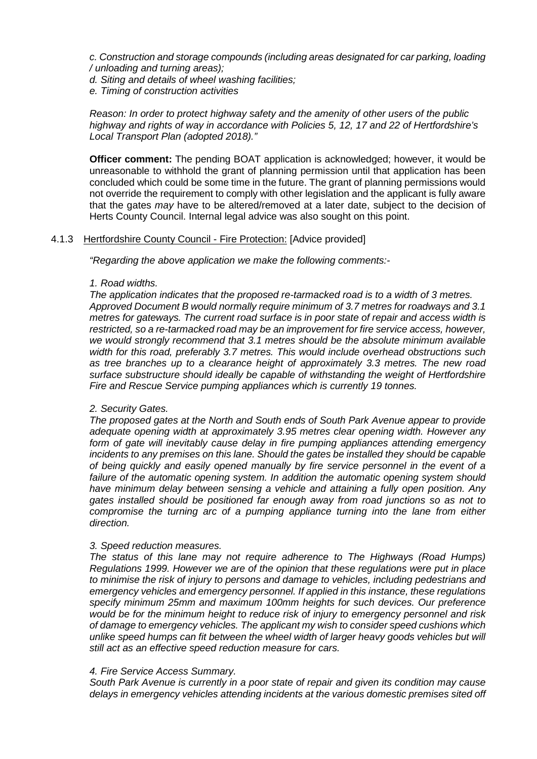*c. Construction and storage compounds (including areas designated for car parking, loading / unloading and turning areas);*
*d. Siting and details of wheel washing facilities;*
*e. Timing of construction activities*

*Reason: In order to protect highway safety and the amenity of other users of the public highway and rights of way in accordance with Policies 5, 12, 17 and 22 of Hertfordshire's Local Transport Plan (adopted 2018)."*

**Officer comment:** The pending BOAT application is acknowledged; however, it would be unreasonable to withhold the grant of planning permission until that application has been concluded which could be some time in the future. The grant of planning permissions would not override the requirement to comply with other legislation and the applicant is fully aware that the gates *may* have to be altered/removed at a later date, subject to the decision of Herts County Council. Internal legal advice was also sought on this point.

4.1.3 Hertfordshire County Council - Fire Protection: [Advice provided]

*"Regarding the above application we make the following comments:-*

*1. Road widths.*
*The application indicates that the proposed re-tarmacked road is to a width of 3 metres. Approved Document B would normally require minimum of 3.7 metres for roadways and 3.1 metres for gateways. The current road surface is in poor state of repair and access width is restricted, so a re-tarmacked road may be an improvement for fire service access, however, we would strongly recommend that 3.1 metres should be the absolute minimum available width for this road, preferably 3.7 metres. This would include overhead obstructions such as tree branches up to a clearance height of approximately 3.3 metres. The new road surface substructure should ideally be capable of withstanding the weight of Hertfordshire Fire and Rescue Service pumping appliances which is currently 19 tonnes.*

*2. Security Gates.*
*The proposed gates at the North and South ends of South Park Avenue appear to provide adequate opening width at approximately 3.95 metres clear opening width. However any form of gate will inevitably cause delay in fire pumping appliances attending emergency incidents to any premises on this lane. Should the gates be installed they should be capable of being quickly and easily opened manually by fire service personnel in the event of a failure of the automatic opening system. In addition the automatic opening system should have minimum delay between sensing a vehicle and attaining a fully open position. Any gates installed should be positioned far enough away from road junctions so as not to compromise the turning arc of a pumping appliance turning into the lane from either direction.*

*3. Speed reduction measures.*
*The status of this lane may not require adherence to The Highways (Road Humps) Regulations 1999. However we are of the opinion that these regulations were put in place to minimise the risk of injury to persons and damage to vehicles, including pedestrians and emergency vehicles and emergency personnel. If applied in this instance, these regulations specify minimum 25mm and maximum 100mm heights for such devices. Our preference would be for the minimum height to reduce risk of injury to emergency personnel and risk of damage to emergency vehicles. The applicant my wish to consider speed cushions which unlike speed humps can fit between the wheel width of larger heavy goods vehicles but will still act as an effective speed reduction measure for cars.*

*4. Fire Service Access Summary.*
*South Park Avenue is currently in a poor state of repair and given its condition may cause delays in emergency vehicles attending incidents at the various domestic premises sited off*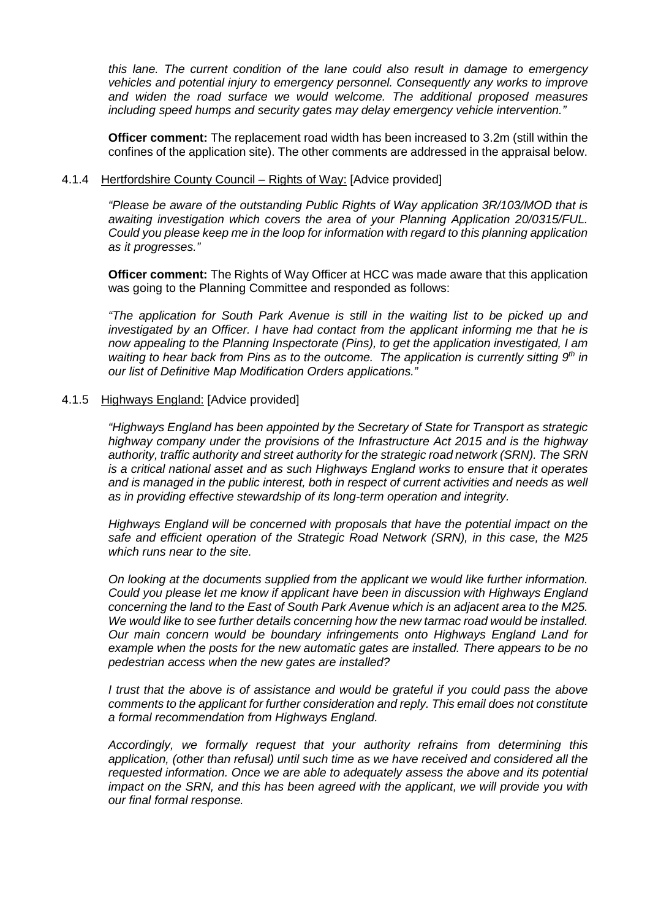*this lane. The current condition of the lane could also result in damage to emergency vehicles and potential injury to emergency personnel. Consequently any works to improve and widen the road surface we would welcome. The additional proposed measures including speed humps and security gates may delay emergency vehicle intervention."*

**Officer comment:** The replacement road width has been increased to 3.2m (still within the confines of the application site). The other comments are addressed in the appraisal below.

4.1.4 Hertfordshire County Council – Rights of Way: [Advice provided]

*"Please be aware of the outstanding Public Rights of Way application 3R/103/MOD that is awaiting investigation which covers the area of your Planning Application 20/0315/FUL. Could you please keep me in the loop for information with regard to this planning application as it progresses."*

**Officer comment:** The Rights of Way Officer at HCC was made aware that this application was going to the Planning Committee and responded as follows:

*"The application for South Park Avenue is still in the waiting list to be picked up and investigated by an Officer. I have had contact from the applicant informing me that he is now appealing to the Planning Inspectorate (Pins), to get the application investigated, I am waiting to hear back from Pins as to the outcome. The application is currently sitting 9th in our list of Definitive Map Modification Orders applications."*

4.1.5 Highways England: [Advice provided]

*"Highways England has been appointed by the Secretary of State for Transport as strategic highway company under the provisions of the Infrastructure Act 2015 and is the highway authority, traffic authority and street authority for the strategic road network (SRN). The SRN is a critical national asset and as such Highways England works to ensure that it operates and is managed in the public interest, both in respect of current activities and needs as well as in providing effective stewardship of its long-term operation and integrity.*

*Highways England will be concerned with proposals that have the potential impact on the safe and efficient operation of the Strategic Road Network (SRN), in this case, the M25 which runs near to the site.*

*On looking at the documents supplied from the applicant we would like further information. Could you please let me know if applicant have been in discussion with Highways England concerning the land to the East of South Park Avenue which is an adjacent area to the M25. We would like to see further details concerning how the new tarmac road would be installed. Our main concern would be boundary infringements onto Highways England Land for example when the posts for the new automatic gates are installed. There appears to be no pedestrian access when the new gates are installed?*

*I trust that the above is of assistance and would be grateful if you could pass the above comments to the applicant for further consideration and reply. This email does not constitute a formal recommendation from Highways England.*

*Accordingly, we formally request that your authority refrains from determining this application, (other than refusal) until such time as we have received and considered all the requested information. Once we are able to adequately assess the above and its potential impact on the SRN, and this has been agreed with the applicant, we will provide you with our final formal response.*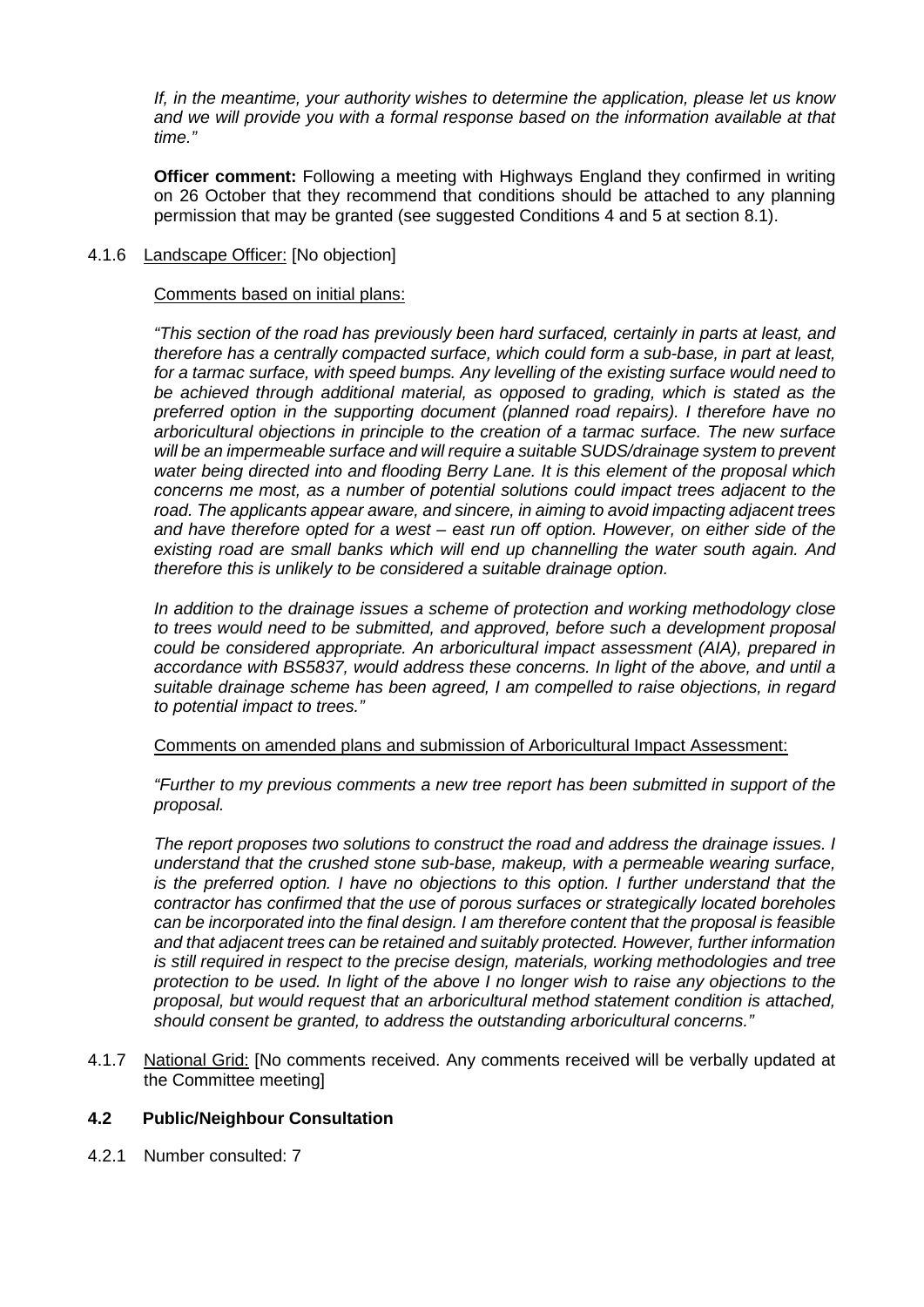*If, in the meantime, your authority wishes to determine the application, please let us know and we will provide you with a formal response based on the information available at that time."*

**Officer comment:** Following a meeting with Highways England they confirmed in writing on 26 October that they recommend that conditions should be attached to any planning permission that may be granted (see suggested Conditions 4 and 5 at section 8.1).

4.1.6 Landscape Officer: [No objection]

Comments based on initial plans:

*"This section of the road has previously been hard surfaced, certainly in parts at least, and therefore has a centrally compacted surface, which could form a sub-base, in part at least, for a tarmac surface, with speed bumps. Any levelling of the existing surface would need to be achieved through additional material, as opposed to grading, which is stated as the preferred option in the supporting document (planned road repairs). I therefore have no arboricultural objections in principle to the creation of a tarmac surface. The new surface will be an impermeable surface and will require a suitable SUDS/drainage system to prevent water being directed into and flooding Berry Lane. It is this element of the proposal which concerns me most, as a number of potential solutions could impact trees adjacent to the road. The applicants appear aware, and sincere, in aiming to avoid impacting adjacent trees and have therefore opted for a west – east run off option. However, on either side of the existing road are small banks which will end up channelling the water south again. And therefore this is unlikely to be considered a suitable drainage option.*

*In addition to the drainage issues a scheme of protection and working methodology close to trees would need to be submitted, and approved, before such a development proposal could be considered appropriate. An arboricultural impact assessment (AIA), prepared in accordance with BS5837, would address these concerns. In light of the above, and until a suitable drainage scheme has been agreed, I am compelled to raise objections, in regard to potential impact to trees."*

Comments on amended plans and submission of Arboricultural Impact Assessment:

*"Further to my previous comments a new tree report has been submitted in support of the proposal.*

*The report proposes two solutions to construct the road and address the drainage issues. I understand that the crushed stone sub-base, makeup, with a permeable wearing surface, is the preferred option. I have no objections to this option. I further understand that the contractor has confirmed that the use of porous surfaces or strategically located boreholes can be incorporated into the final design. I am therefore content that the proposal is feasible and that adjacent trees can be retained and suitably protected. However, further information is still required in respect to the precise design, materials, working methodologies and tree protection to be used. In light of the above I no longer wish to raise any objections to the proposal, but would request that an arboricultural method statement condition is attached, should consent be granted, to address the outstanding arboricultural concerns."*

4.1.7 National Grid: [No comments received. Any comments received will be verbally updated at the Committee meeting]

## 4.2 Public/Neighbour Consultation

4.2.1 Number consulted: 7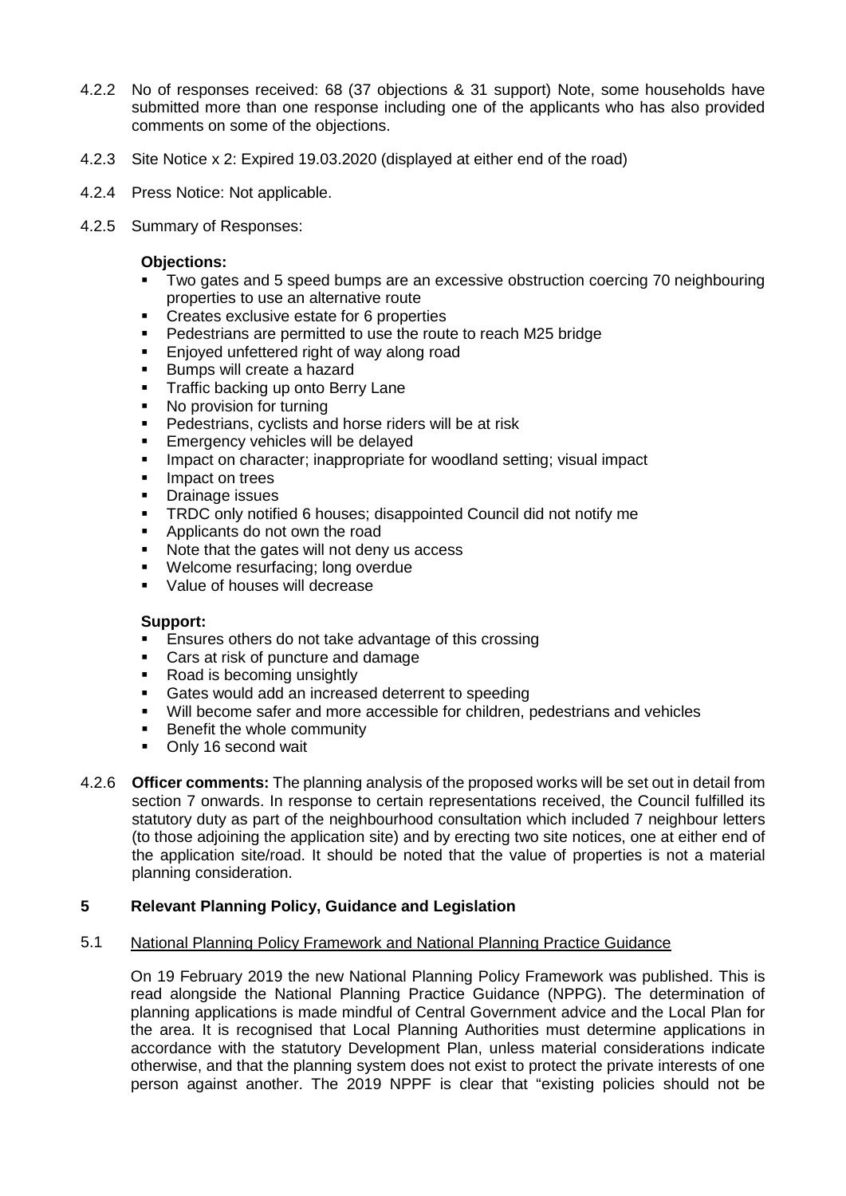4.2.2 No of responses received: 68 (37 objections & 31 support) Note, some households have submitted more than one response including one of the applicants who has also provided comments on some of the objections.

4.2.3 Site Notice x 2: Expired 19.03.2020 (displayed at either end of the road)

4.2.4 Press Notice: Not applicable.

4.2.5 Summary of Responses:

**Objections:**

- Two gates and 5 speed bumps are an excessive obstruction coercing 70 neighbouring properties to use an alternative route
- Creates exclusive estate for 6 properties
- Pedestrians are permitted to use the route to reach M25 bridge
- Enjoyed unfettered right of way along road
- Bumps will create a hazard
- Traffic backing up onto Berry Lane
- No provision for turning
- Pedestrians, cyclists and horse riders will be at risk
- Emergency vehicles will be delayed
- Impact on character; inappropriate for woodland setting; visual impact
- Impact on trees
- Drainage issues
- TRDC only notified 6 houses; disappointed Council did not notify me
- Applicants do not own the road
- Note that the gates will not deny us access
- Welcome resurfacing; long overdue
- Value of houses will decrease

**Support:**

- Ensures others do not take advantage of this crossing
- Cars at risk of puncture and damage
- Road is becoming unsightly
- Gates would add an increased deterrent to speeding
- Will become safer and more accessible for children, pedestrians and vehicles
- Benefit the whole community
- Only 16 second wait

4.2.6 **Officer comments:** The planning analysis of the proposed works will be set out in detail from section 7 onwards. In response to certain representations received, the Council fulfilled its statutory duty as part of the neighbourhood consultation which included 7 neighbour letters (to those adjoining the application site) and by erecting two site notices, one at either end of the application site/road. It should be noted that the value of properties is not a material planning consideration.

## 5 Relevant Planning Policy, Guidance and Legislation

5.1 National Planning Policy Framework and National Planning Practice Guidance

On 19 February 2019 the new National Planning Policy Framework was published. This is read alongside the National Planning Practice Guidance (NPPG). The determination of planning applications is made mindful of Central Government advice and the Local Plan for the area. It is recognised that Local Planning Authorities must determine applications in accordance with the statutory Development Plan, unless material considerations indicate otherwise, and that the planning system does not exist to protect the private interests of one person against another. The 2019 NPPF is clear that "existing policies should not be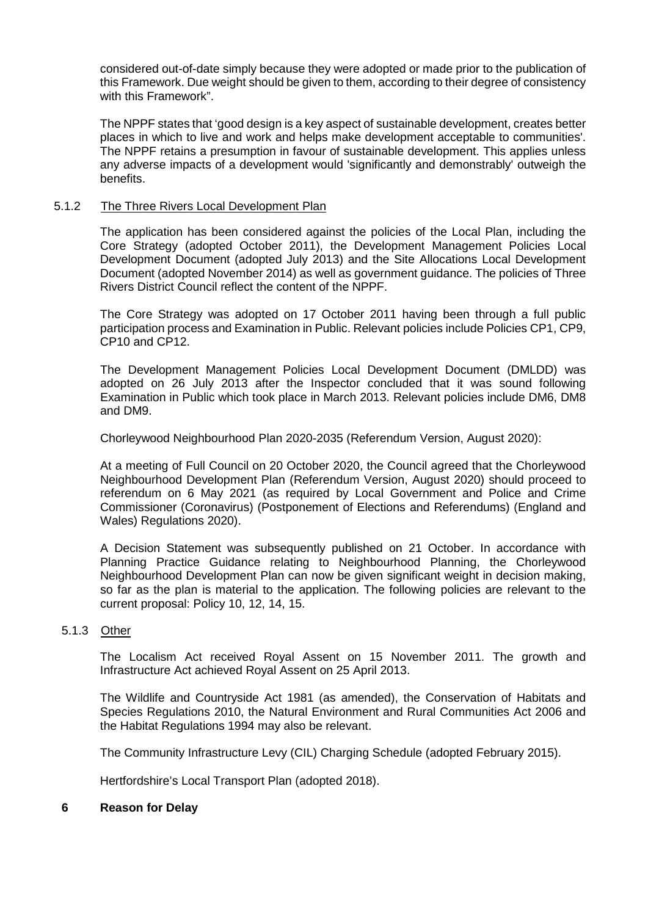considered out-of-date simply because they were adopted or made prior to the publication of this Framework. Due weight should be given to them, according to their degree of consistency with this Framework".

The NPPF states that 'good design is a key aspect of sustainable development, creates better places in which to live and work and helps make development acceptable to communities'. The NPPF retains a presumption in favour of sustainable development. This applies unless any adverse impacts of a development would 'significantly and demonstrably' outweigh the benefits.

5.1.2 The Three Rivers Local Development Plan

The application has been considered against the policies of the Local Plan, including the Core Strategy (adopted October 2011), the Development Management Policies Local Development Document (adopted July 2013) and the Site Allocations Local Development Document (adopted November 2014) as well as government guidance. The policies of Three Rivers District Council reflect the content of the NPPF.

The Core Strategy was adopted on 17 October 2011 having been through a full public participation process and Examination in Public. Relevant policies include Policies CP1, CP9, CP10 and CP12.

The Development Management Policies Local Development Document (DMLDD) was adopted on 26 July 2013 after the Inspector concluded that it was sound following Examination in Public which took place in March 2013. Relevant policies include DM6, DM8 and DM9.

Chorleywood Neighbourhood Plan 2020-2035 (Referendum Version, August 2020):

At a meeting of Full Council on 20 October 2020, the Council agreed that the Chorleywood Neighbourhood Development Plan (Referendum Version, August 2020) should proceed to referendum on 6 May 2021 (as required by Local Government and Police and Crime Commissioner (Coronavirus) (Postponement of Elections and Referendums) (England and Wales) Regulations 2020).

A Decision Statement was subsequently published on 21 October. In accordance with Planning Practice Guidance relating to Neighbourhood Planning, the Chorleywood Neighbourhood Development Plan can now be given significant weight in decision making, so far as the plan is material to the application. The following policies are relevant to the current proposal: Policy 10, 12, 14, 15.

5.1.3 Other

The Localism Act received Royal Assent on 15 November 2011. The growth and Infrastructure Act achieved Royal Assent on 25 April 2013.

The Wildlife and Countryside Act 1981 (as amended), the Conservation of Habitats and Species Regulations 2010, the Natural Environment and Rural Communities Act 2006 and the Habitat Regulations 1994 may also be relevant.

The Community Infrastructure Levy (CIL) Charging Schedule (adopted February 2015).

Hertfordshire's Local Transport Plan (adopted 2018).

## 6 Reason for Delay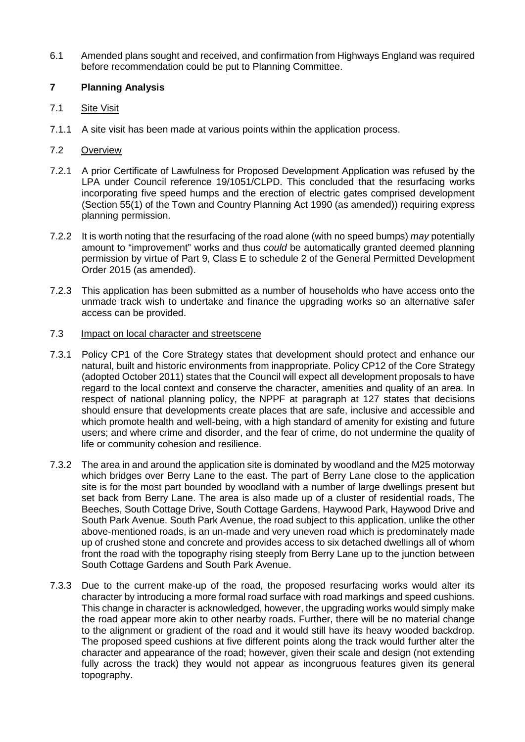6.1 Amended plans sought and received, and confirmation from Highways England was required before recommendation could be put to Planning Committee.

## 7 Planning Analysis

7.1 Site Visit

7.1.1 A site visit has been made at various points within the application process.

7.2 Overview

7.2.1 A prior Certificate of Lawfulness for Proposed Development Application was refused by the LPA under Council reference 19/1051/CLPD. This concluded that the resurfacing works incorporating five speed humps and the erection of electric gates comprised development (Section 55(1) of the Town and Country Planning Act 1990 (as amended)) requiring express planning permission.

7.2.2 It is worth noting that the resurfacing of the road alone (with no speed bumps) *may* potentially amount to "improvement" works and thus *could* be automatically granted deemed planning permission by virtue of Part 9, Class E to schedule 2 of the General Permitted Development Order 2015 (as amended).

7.2.3 This application has been submitted as a number of households who have access onto the unmade track wish to undertake and finance the upgrading works so an alternative safer access can be provided.

7.3 Impact on local character and streetscene

7.3.1 Policy CP1 of the Core Strategy states that development should protect and enhance our natural, built and historic environments from inappropriate. Policy CP12 of the Core Strategy (adopted October 2011) states that the Council will expect all development proposals to have regard to the local context and conserve the character, amenities and quality of an area. In respect of national planning policy, the NPPF at paragraph at 127 states that decisions should ensure that developments create places that are safe, inclusive and accessible and which promote health and well-being, with a high standard of amenity for existing and future users; and where crime and disorder, and the fear of crime, do not undermine the quality of life or community cohesion and resilience.

7.3.2 The area in and around the application site is dominated by woodland and the M25 motorway which bridges over Berry Lane to the east. The part of Berry Lane close to the application site is for the most part bounded by woodland with a number of large dwellings present but set back from Berry Lane. The area is also made up of a cluster of residential roads, The Beeches, South Cottage Drive, South Cottage Gardens, Haywood Park, Haywood Drive and South Park Avenue. South Park Avenue, the road subject to this application, unlike the other above-mentioned roads, is an un-made and very uneven road which is predominately made up of crushed stone and concrete and provides access to six detached dwellings all of whom front the road with the topography rising steeply from Berry Lane up to the junction between South Cottage Gardens and South Park Avenue.

7.3.3 Due to the current make-up of the road, the proposed resurfacing works would alter its character by introducing a more formal road surface with road markings and speed cushions. This change in character is acknowledged, however, the upgrading works would simply make the road appear more akin to other nearby roads. Further, there will be no material change to the alignment or gradient of the road and it would still have its heavy wooded backdrop. The proposed speed cushions at five different points along the track would further alter the character and appearance of the road; however, given their scale and design (not extending fully across the track) they would not appear as incongruous features given its general topography.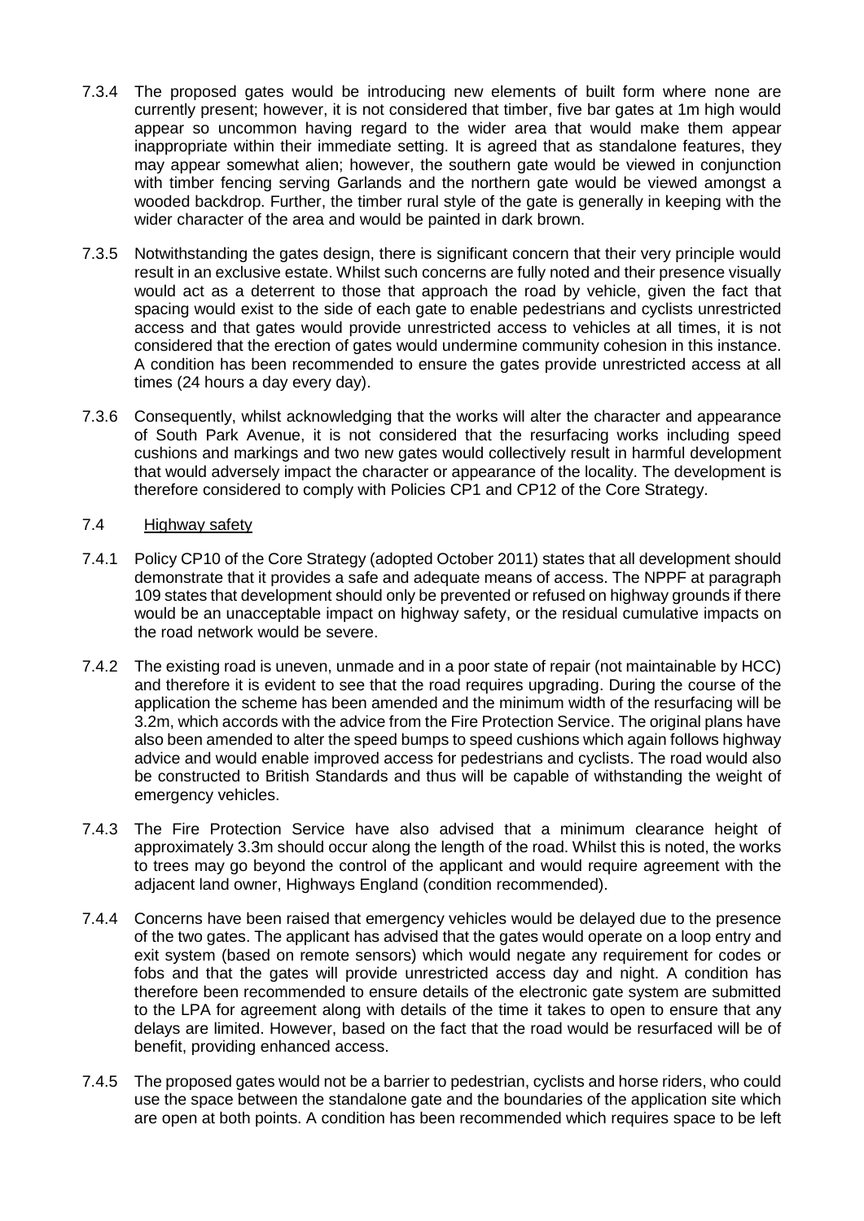7.3.4 The proposed gates would be introducing new elements of built form where none are currently present; however, it is not considered that timber, five bar gates at 1m high would appear so uncommon having regard to the wider area that would make them appear inappropriate within their immediate setting. It is agreed that as standalone features, they may appear somewhat alien; however, the southern gate would be viewed in conjunction with timber fencing serving Garlands and the northern gate would be viewed amongst a wooded backdrop. Further, the timber rural style of the gate is generally in keeping with the wider character of the area and would be painted in dark brown.

7.3.5 Notwithstanding the gates design, there is significant concern that their very principle would result in an exclusive estate. Whilst such concerns are fully noted and their presence visually would act as a deterrent to those that approach the road by vehicle, given the fact that spacing would exist to the side of each gate to enable pedestrians and cyclists unrestricted access and that gates would provide unrestricted access to vehicles at all times, it is not considered that the erection of gates would undermine community cohesion in this instance. A condition has been recommended to ensure the gates provide unrestricted access at all times (24 hours a day every day).

7.3.6 Consequently, whilst acknowledging that the works will alter the character and appearance of South Park Avenue, it is not considered that the resurfacing works including speed cushions and markings and two new gates would collectively result in harmful development that would adversely impact the character or appearance of the locality. The development is therefore considered to comply with Policies CP1 and CP12 of the Core Strategy.

## 7.4 Highway safety

7.4.1 Policy CP10 of the Core Strategy (adopted October 2011) states that all development should demonstrate that it provides a safe and adequate means of access. The NPPF at paragraph 109 states that development should only be prevented or refused on highway grounds if there would be an unacceptable impact on highway safety, or the residual cumulative impacts on the road network would be severe.

7.4.2 The existing road is uneven, unmade and in a poor state of repair (not maintainable by HCC) and therefore it is evident to see that the road requires upgrading. During the course of the application the scheme has been amended and the minimum width of the resurfacing will be 3.2m, which accords with the advice from the Fire Protection Service. The original plans have also been amended to alter the speed bumps to speed cushions which again follows highway advice and would enable improved access for pedestrians and cyclists. The road would also be constructed to British Standards and thus will be capable of withstanding the weight of emergency vehicles.

7.4.3 The Fire Protection Service have also advised that a minimum clearance height of approximately 3.3m should occur along the length of the road. Whilst this is noted, the works to trees may go beyond the control of the applicant and would require agreement with the adjacent land owner, Highways England (condition recommended).

7.4.4 Concerns have been raised that emergency vehicles would be delayed due to the presence of the two gates. The applicant has advised that the gates would operate on a loop entry and exit system (based on remote sensors) which would negate any requirement for codes or fobs and that the gates will provide unrestricted access day and night. A condition has therefore been recommended to ensure details of the electronic gate system are submitted to the LPA for agreement along with details of the time it takes to open to ensure that any delays are limited. However, based on the fact that the road would be resurfaced will be of benefit, providing enhanced access.

7.4.5 The proposed gates would not be a barrier to pedestrian, cyclists and horse riders, who could use the space between the standalone gate and the boundaries of the application site which are open at both points. A condition has been recommended which requires space to be left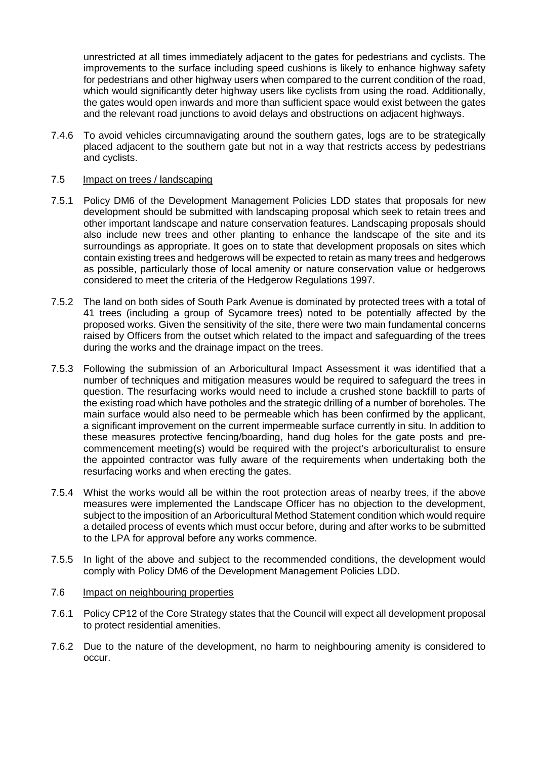unrestricted at all times immediately adjacent to the gates for pedestrians and cyclists. The improvements to the surface including speed cushions is likely to enhance highway safety for pedestrians and other highway users when compared to the current condition of the road, which would significantly deter highway users like cyclists from using the road. Additionally, the gates would open inwards and more than sufficient space would exist between the gates and the relevant road junctions to avoid delays and obstructions on adjacent highways.

7.4.6 To avoid vehicles circumnavigating around the southern gates, logs are to be strategically placed adjacent to the southern gate but not in a way that restricts access by pedestrians and cyclists.

7.5 Impact on trees / landscaping

7.5.1 Policy DM6 of the Development Management Policies LDD states that proposals for new development should be submitted with landscaping proposal which seek to retain trees and other important landscape and nature conservation features. Landscaping proposals should also include new trees and other planting to enhance the landscape of the site and its surroundings as appropriate. It goes on to state that development proposals on sites which contain existing trees and hedgerows will be expected to retain as many trees and hedgerows as possible, particularly those of local amenity or nature conservation value or hedgerows considered to meet the criteria of the Hedgerow Regulations 1997.

7.5.2 The land on both sides of South Park Avenue is dominated by protected trees with a total of 41 trees (including a group of Sycamore trees) noted to be potentially affected by the proposed works. Given the sensitivity of the site, there were two main fundamental concerns raised by Officers from the outset which related to the impact and safeguarding of the trees during the works and the drainage impact on the trees.

7.5.3 Following the submission of an Arboricultural Impact Assessment it was identified that a number of techniques and mitigation measures would be required to safeguard the trees in question. The resurfacing works would need to include a crushed stone backfill to parts of the existing road which have potholes and the strategic drilling of a number of boreholes. The main surface would also need to be permeable which has been confirmed by the applicant, a significant improvement on the current impermeable surface currently in situ. In addition to these measures protective fencing/boarding, hand dug holes for the gate posts and pre-commencement meeting(s) would be required with the project's arboriculturalist to ensure the appointed contractor was fully aware of the requirements when undertaking both the resurfacing works and when erecting the gates.

7.5.4 Whist the works would all be within the root protection areas of nearby trees, if the above measures were implemented the Landscape Officer has no objection to the development, subject to the imposition of an Arboricultural Method Statement condition which would require a detailed process of events which must occur before, during and after works to be submitted to the LPA for approval before any works commence.

7.5.5 In light of the above and subject to the recommended conditions, the development would comply with Policy DM6 of the Development Management Policies LDD.

7.6 Impact on neighbouring properties

7.6.1 Policy CP12 of the Core Strategy states that the Council will expect all development proposal to protect residential amenities.

7.6.2 Due to the nature of the development, no harm to neighbouring amenity is considered to occur.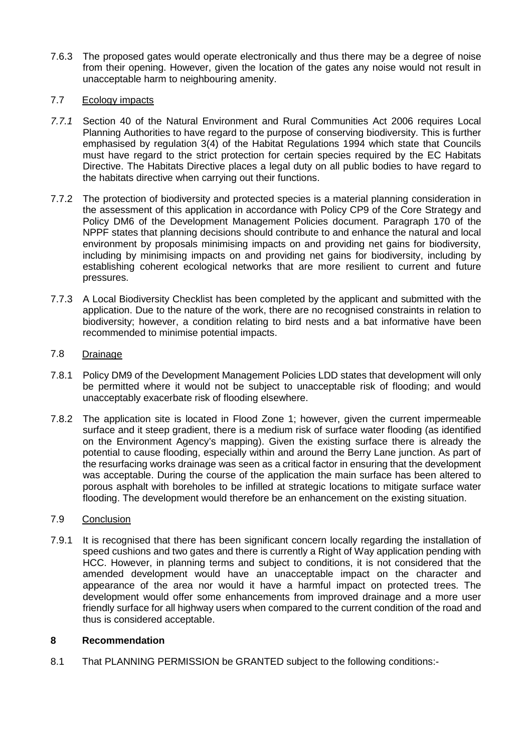7.6.3 The proposed gates would operate electronically and thus there may be a degree of noise from their opening. However, given the location of the gates any noise would not result in unacceptable harm to neighbouring amenity.

7.7 Ecology impacts

*7.7.1* Section 40 of the Natural Environment and Rural Communities Act 2006 requires Local Planning Authorities to have regard to the purpose of conserving biodiversity. This is further emphasised by regulation 3(4) of the Habitat Regulations 1994 which state that Councils must have regard to the strict protection for certain species required by the EC Habitats Directive. The Habitats Directive places a legal duty on all public bodies to have regard to the habitats directive when carrying out their functions.

7.7.2 The protection of biodiversity and protected species is a material planning consideration in the assessment of this application in accordance with Policy CP9 of the Core Strategy and Policy DM6 of the Development Management Policies document. Paragraph 170 of the NPPF states that planning decisions should contribute to and enhance the natural and local environment by proposals minimising impacts on and providing net gains for biodiversity, including by minimising impacts on and providing net gains for biodiversity, including by establishing coherent ecological networks that are more resilient to current and future pressures.

7.7.3 A Local Biodiversity Checklist has been completed by the applicant and submitted with the application. Due to the nature of the work, there are no recognised constraints in relation to biodiversity; however, a condition relating to bird nests and a bat informative have been recommended to minimise potential impacts.

7.8 Drainage

7.8.1 Policy DM9 of the Development Management Policies LDD states that development will only be permitted where it would not be subject to unacceptable risk of flooding; and would unacceptably exacerbate risk of flooding elsewhere.

7.8.2 The application site is located in Flood Zone 1; however, given the current impermeable surface and it steep gradient, there is a medium risk of surface water flooding (as identified on the Environment Agency's mapping). Given the existing surface there is already the potential to cause flooding, especially within and around the Berry Lane junction. As part of the resurfacing works drainage was seen as a critical factor in ensuring that the development was acceptable. During the course of the application the main surface has been altered to porous asphalt with boreholes to be infilled at strategic locations to mitigate surface water flooding. The development would therefore be an enhancement on the existing situation.

7.9 Conclusion

7.9.1 It is recognised that there has been significant concern locally regarding the installation of speed cushions and two gates and there is currently a Right of Way application pending with HCC. However, in planning terms and subject to conditions, it is not considered that the amended development would have an unacceptable impact on the character and appearance of the area nor would it have a harmful impact on protected trees. The development would offer some enhancements from improved drainage and a more user friendly surface for all highway users when compared to the current condition of the road and thus is considered acceptable.

## 8 Recommendation

8.1 That PLANNING PERMISSION be GRANTED subject to the following conditions:-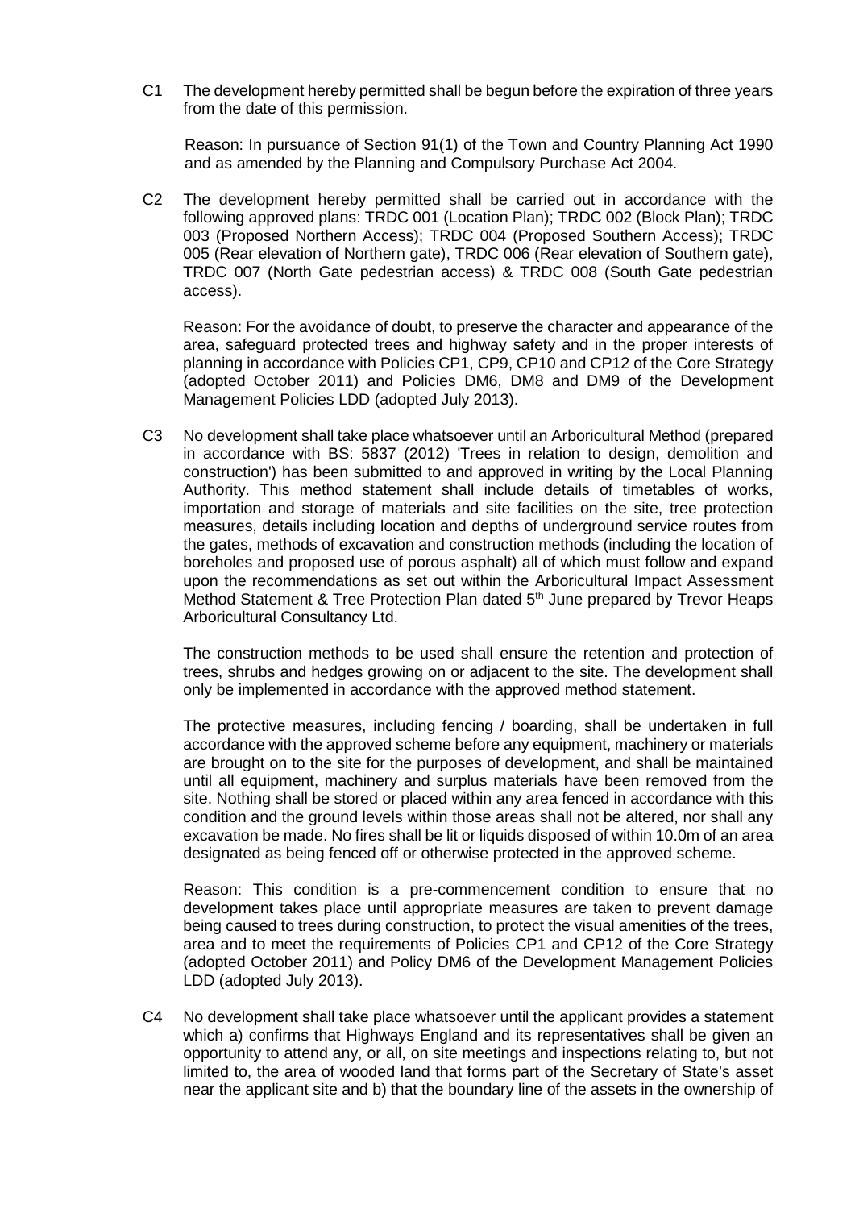C1 The development hereby permitted shall be begun before the expiration of three years from the date of this permission.

Reason: In pursuance of Section 91(1) of the Town and Country Planning Act 1990 and as amended by the Planning and Compulsory Purchase Act 2004.

C2 The development hereby permitted shall be carried out in accordance with the following approved plans: TRDC 001 (Location Plan); TRDC 002 (Block Plan); TRDC 003 (Proposed Northern Access); TRDC 004 (Proposed Southern Access); TRDC 005 (Rear elevation of Northern gate), TRDC 006 (Rear elevation of Southern gate), TRDC 007 (North Gate pedestrian access) & TRDC 008 (South Gate pedestrian access).

Reason: For the avoidance of doubt, to preserve the character and appearance of the area, safeguard protected trees and highway safety and in the proper interests of planning in accordance with Policies CP1, CP9, CP10 and CP12 of the Core Strategy (adopted October 2011) and Policies DM6, DM8 and DM9 of the Development Management Policies LDD (adopted July 2013).

C3 No development shall take place whatsoever until an Arboricultural Method (prepared in accordance with BS: 5837 (2012) 'Trees in relation to design, demolition and construction') has been submitted to and approved in writing by the Local Planning Authority. This method statement shall include details of timetables of works, importation and storage of materials and site facilities on the site, tree protection measures, details including location and depths of underground service routes from the gates, methods of excavation and construction methods (including the location of boreholes and proposed use of porous asphalt) all of which must follow and expand upon the recommendations as set out within the Arboricultural Impact Assessment Method Statement & Tree Protection Plan dated 5th June prepared by Trevor Heaps Arboricultural Consultancy Ltd.

The construction methods to be used shall ensure the retention and protection of trees, shrubs and hedges growing on or adjacent to the site. The development shall only be implemented in accordance with the approved method statement.

The protective measures, including fencing / boarding, shall be undertaken in full accordance with the approved scheme before any equipment, machinery or materials are brought on to the site for the purposes of development, and shall be maintained until all equipment, machinery and surplus materials have been removed from the site. Nothing shall be stored or placed within any area fenced in accordance with this condition and the ground levels within those areas shall not be altered, nor shall any excavation be made. No fires shall be lit or liquids disposed of within 10.0m of an area designated as being fenced off or otherwise protected in the approved scheme.

Reason: This condition is a pre-commencement condition to ensure that no development takes place until appropriate measures are taken to prevent damage being caused to trees during construction, to protect the visual amenities of the trees, area and to meet the requirements of Policies CP1 and CP12 of the Core Strategy (adopted October 2011) and Policy DM6 of the Development Management Policies LDD (adopted July 2013).

C4 No development shall take place whatsoever until the applicant provides a statement which a) confirms that Highways England and its representatives shall be given an opportunity to attend any, or all, on site meetings and inspections relating to, but not limited to, the area of wooded land that forms part of the Secretary of State's asset near the applicant site and b) that the boundary line of the assets in the ownership of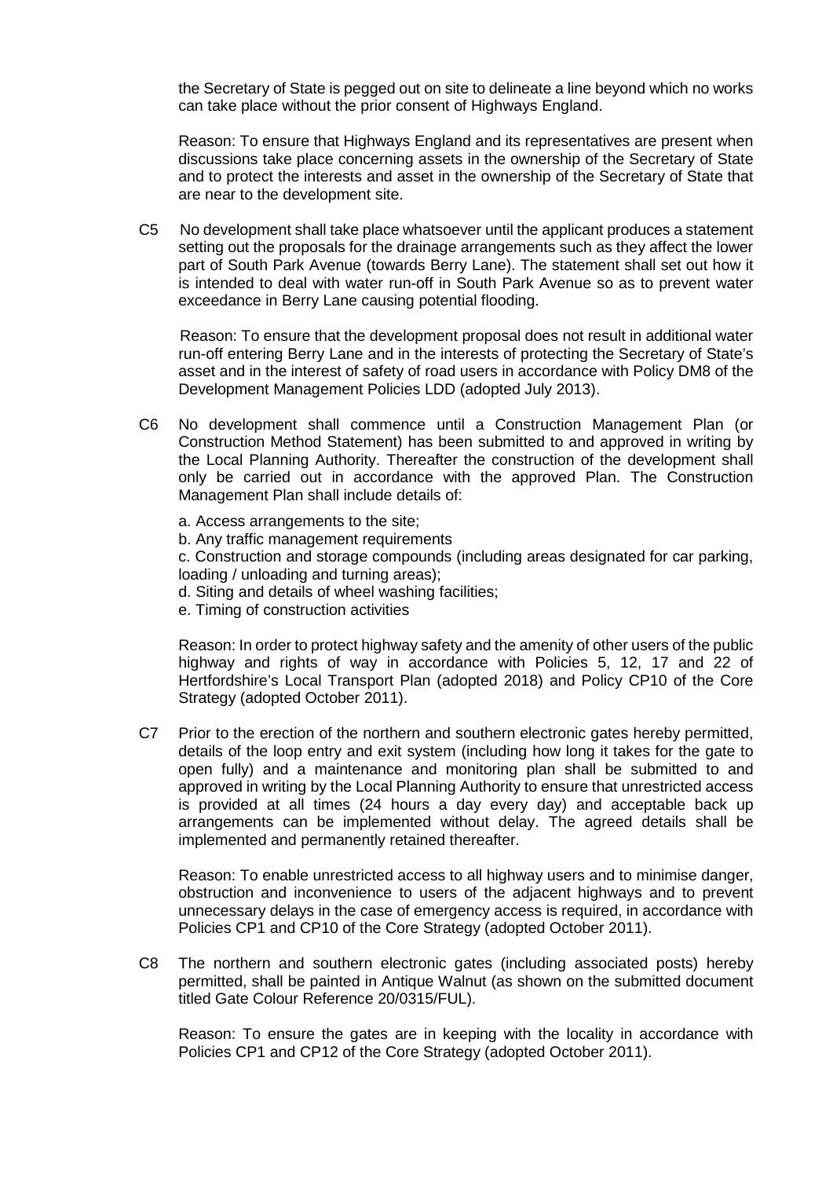the Secretary of State is pegged out on site to delineate a line beyond which no works can take place without the prior consent of Highways England.

Reason: To ensure that Highways England and its representatives are present when discussions take place concerning assets in the ownership of the Secretary of State and to protect the interests and asset in the ownership of the Secretary of State that are near to the development site.

C5 No development shall take place whatsoever until the applicant produces a statement setting out the proposals for the drainage arrangements such as they affect the lower part of South Park Avenue (towards Berry Lane). The statement shall set out how it is intended to deal with water run-off in South Park Avenue so as to prevent water exceedance in Berry Lane causing potential flooding.

Reason: To ensure that the development proposal does not result in additional water run-off entering Berry Lane and in the interests of protecting the Secretary of State's asset and in the interest of safety of road users in accordance with Policy DM8 of the Development Management Policies LDD (adopted July 2013).

C6 No development shall commence until a Construction Management Plan (or Construction Method Statement) has been submitted to and approved in writing by the Local Planning Authority. Thereafter the construction of the development shall only be carried out in accordance with the approved Plan. The Construction Management Plan shall include details of:

a. Access arrangements to the site;
b. Any traffic management requirements
c. Construction and storage compounds (including areas designated for car parking, loading / unloading and turning areas);
d. Siting and details of wheel washing facilities;
e. Timing of construction activities

Reason: In order to protect highway safety and the amenity of other users of the public highway and rights of way in accordance with Policies 5, 12, 17 and 22 of Hertfordshire's Local Transport Plan (adopted 2018) and Policy CP10 of the Core Strategy (adopted October 2011).

C7 Prior to the erection of the northern and southern electronic gates hereby permitted, details of the loop entry and exit system (including how long it takes for the gate to open fully) and a maintenance and monitoring plan shall be submitted to and approved in writing by the Local Planning Authority to ensure that unrestricted access is provided at all times (24 hours a day every day) and acceptable back up arrangements can be implemented without delay. The agreed details shall be implemented and permanently retained thereafter.

Reason: To enable unrestricted access to all highway users and to minimise danger, obstruction and inconvenience to users of the adjacent highways and to prevent unnecessary delays in the case of emergency access is required, in accordance with Policies CP1 and CP10 of the Core Strategy (adopted October 2011).

C8 The northern and southern electronic gates (including associated posts) hereby permitted, shall be painted in Antique Walnut (as shown on the submitted document titled Gate Colour Reference 20/0315/FUL).

Reason: To ensure the gates are in keeping with the locality in accordance with Policies CP1 and CP12 of the Core Strategy (adopted October 2011).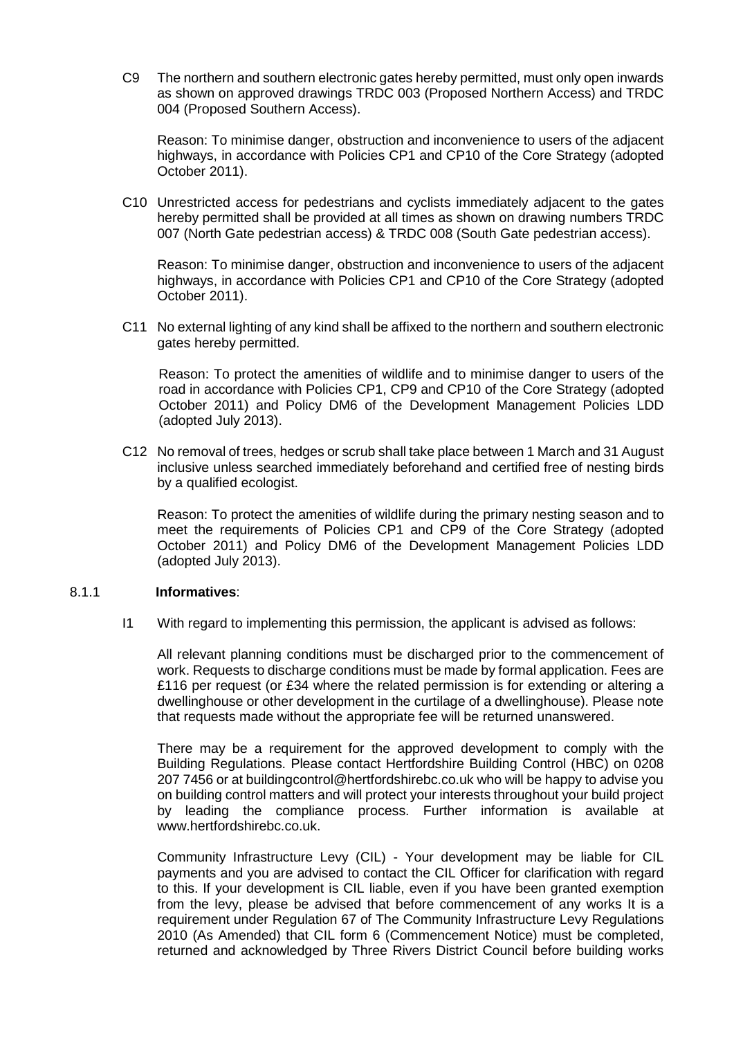C9 The northern and southern electronic gates hereby permitted, must only open inwards as shown on approved drawings TRDC 003 (Proposed Northern Access) and TRDC 004 (Proposed Southern Access).

Reason: To minimise danger, obstruction and inconvenience to users of the adjacent highways, in accordance with Policies CP1 and CP10 of the Core Strategy (adopted October 2011).

C10 Unrestricted access for pedestrians and cyclists immediately adjacent to the gates hereby permitted shall be provided at all times as shown on drawing numbers TRDC 007 (North Gate pedestrian access) & TRDC 008 (South Gate pedestrian access).

Reason: To minimise danger, obstruction and inconvenience to users of the adjacent highways, in accordance with Policies CP1 and CP10 of the Core Strategy (adopted October 2011).

C11 No external lighting of any kind shall be affixed to the northern and southern electronic gates hereby permitted.

Reason: To protect the amenities of wildlife and to minimise danger to users of the road in accordance with Policies CP1, CP9 and CP10 of the Core Strategy (adopted October 2011) and Policy DM6 of the Development Management Policies LDD (adopted July 2013).

C12 No removal of trees, hedges or scrub shall take place between 1 March and 31 August inclusive unless searched immediately beforehand and certified free of nesting birds by a qualified ecologist.

Reason: To protect the amenities of wildlife during the primary nesting season and to meet the requirements of Policies CP1 and CP9 of the Core Strategy (adopted October 2011) and Policy DM6 of the Development Management Policies LDD (adopted July 2013).

8.1.1 **Informatives**:

I1 With regard to implementing this permission, the applicant is advised as follows:

All relevant planning conditions must be discharged prior to the commencement of work. Requests to discharge conditions must be made by formal application. Fees are £116 per request (or £34 where the related permission is for extending or altering a dwellinghouse or other development in the curtilage of a dwellinghouse). Please note that requests made without the appropriate fee will be returned unanswered.

There may be a requirement for the approved development to comply with the Building Regulations. Please contact Hertfordshire Building Control (HBC) on 0208 207 7456 or at buildingcontrol@hertfordshirebc.co.uk who will be happy to advise you on building control matters and will protect your interests throughout your build project by leading the compliance process. Further information is available at www.hertfordshirebc.co.uk.

Community Infrastructure Levy (CIL) - Your development may be liable for CIL payments and you are advised to contact the CIL Officer for clarification with regard to this. If your development is CIL liable, even if you have been granted exemption from the levy, please be advised that before commencement of any works It is a requirement under Regulation 67 of The Community Infrastructure Levy Regulations 2010 (As Amended) that CIL form 6 (Commencement Notice) must be completed, returned and acknowledged by Three Rivers District Council before building works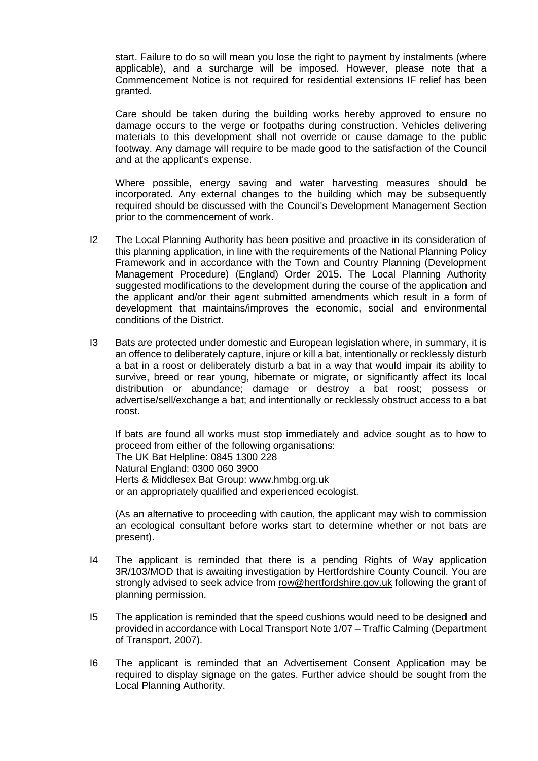start. Failure to do so will mean you lose the right to payment by instalments (where applicable), and a surcharge will be imposed. However, please note that a Commencement Notice is not required for residential extensions IF relief has been granted.

Care should be taken during the building works hereby approved to ensure no damage occurs to the verge or footpaths during construction. Vehicles delivering materials to this development shall not override or cause damage to the public footway. Any damage will require to be made good to the satisfaction of the Council and at the applicant's expense.

Where possible, energy saving and water harvesting measures should be incorporated. Any external changes to the building which may be subsequently required should be discussed with the Council's Development Management Section prior to the commencement of work.

I2 The Local Planning Authority has been positive and proactive in its consideration of this planning application, in line with the requirements of the National Planning Policy Framework and in accordance with the Town and Country Planning (Development Management Procedure) (England) Order 2015. The Local Planning Authority suggested modifications to the development during the course of the application and the applicant and/or their agent submitted amendments which result in a form of development that maintains/improves the economic, social and environmental conditions of the District.

I3 Bats are protected under domestic and European legislation where, in summary, it is an offence to deliberately capture, injure or kill a bat, intentionally or recklessly disturb a bat in a roost or deliberately disturb a bat in a way that would impair its ability to survive, breed or rear young, hibernate or migrate, or significantly affect its local distribution or abundance; damage or destroy a bat roost; possess or advertise/sell/exchange a bat; and intentionally or recklessly obstruct access to a bat roost.

If bats are found all works must stop immediately and advice sought as to how to proceed from either of the following organisations:
The UK Bat Helpline: 0845 1300 228
Natural England: 0300 060 3900
Herts & Middlesex Bat Group: www.hmbg.org.uk
or an appropriately qualified and experienced ecologist.

(As an alternative to proceeding with caution, the applicant may wish to commission an ecological consultant before works start to determine whether or not bats are present).

I4 The applicant is reminded that there is a pending Rights of Way application 3R/103/MOD that is awaiting investigation by Hertfordshire County Council. You are strongly advised to seek advice from row@hertfordshire.gov.uk following the grant of planning permission.

I5 The application is reminded that the speed cushions would need to be designed and provided in accordance with Local Transport Note 1/07 – Traffic Calming (Department of Transport, 2007).

I6 The applicant is reminded that an Advertisement Consent Application may be required to display signage on the gates. Further advice should be sought from the Local Planning Authority.